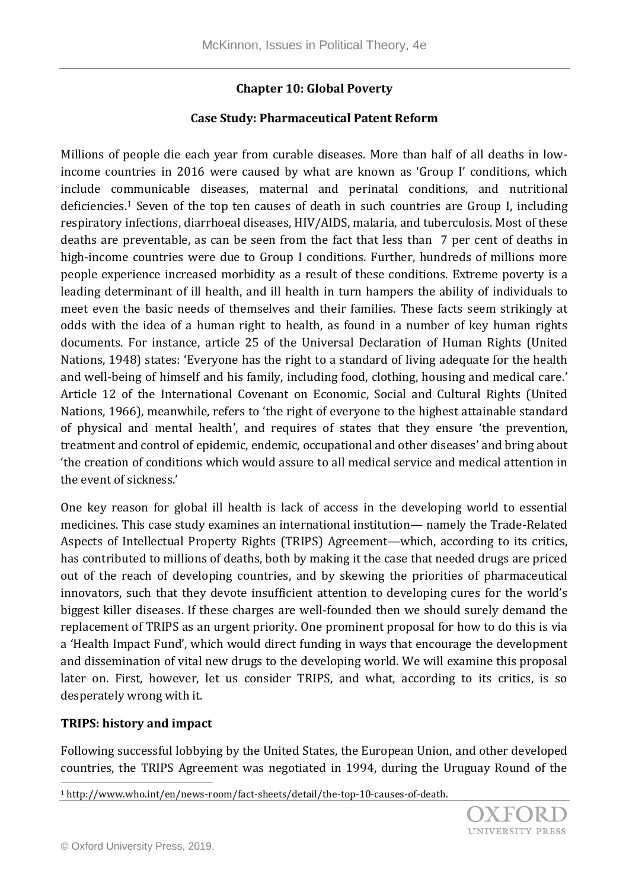## Chapter 10: Global Poverty

### Case Study: Pharmaceutical Patent Reform

Millions of people die each year from curable diseases. More than half of all deaths in low-income countries in 2016 were caused by what are known as 'Group I' conditions, which include communicable diseases, maternal and perinatal conditions, and nutritional deficiencies.[1] Seven of the top ten causes of death in such countries are Group I, including respiratory infections, diarrhoeal diseases, HIV/AIDS, malaria, and tuberculosis. Most of these deaths are preventable, as can be seen from the fact that less than 7 per cent of deaths in high-income countries were due to Group I conditions. Further, hundreds of millions more people experience increased morbidity as a result of these conditions. Extreme poverty is a leading determinant of ill health, and ill health in turn hampers the ability of individuals to meet even the basic needs of themselves and their families. These facts seem strikingly at odds with the idea of a human right to health, as found in a number of key human rights documents. For instance, article 25 of the Universal Declaration of Human Rights (United Nations, 1948) states: 'Everyone has the right to a standard of living adequate for the health and well-being of himself and his family, including food, clothing, housing and medical care.' Article 12 of the International Covenant on Economic, Social and Cultural Rights (United Nations, 1966), meanwhile, refers to 'the right of everyone to the highest attainable standard of physical and mental health', and requires of states that they ensure 'the prevention, treatment and control of epidemic, endemic, occupational and other diseases' and bring about 'the creation of conditions which would assure to all medical service and medical attention in the event of sickness.'

One key reason for global ill health is lack of access in the developing world to essential medicines. This case study examines an international institution— namely the Trade-Related Aspects of Intellectual Property Rights (TRIPS) Agreement—which, according to its critics, has contributed to millions of deaths, both by making it the case that needed drugs are priced out of the reach of developing countries, and by skewing the priorities of pharmaceutical innovators, such that they devote insufficient attention to developing cures for the world's biggest killer diseases. If these charges are well-founded then we should surely demand the replacement of TRIPS as an urgent priority. One prominent proposal for how to do this is via a 'Health Impact Fund', which would direct funding in ways that encourage the development and dissemination of vital new drugs to the developing world. We will examine this proposal later on. First, however, let us consider TRIPS, and what, according to its critics, is so desperately wrong with it.

**TRIPS: history and impact**

Following successful lobbying by the United States, the European Union, and other developed countries, the TRIPS Agreement was negotiated in 1994, during the Uruguay Round of the

[1] http://www.who.int/en/news-room/fact-sheets/detail/the-top-10-causes-of-death.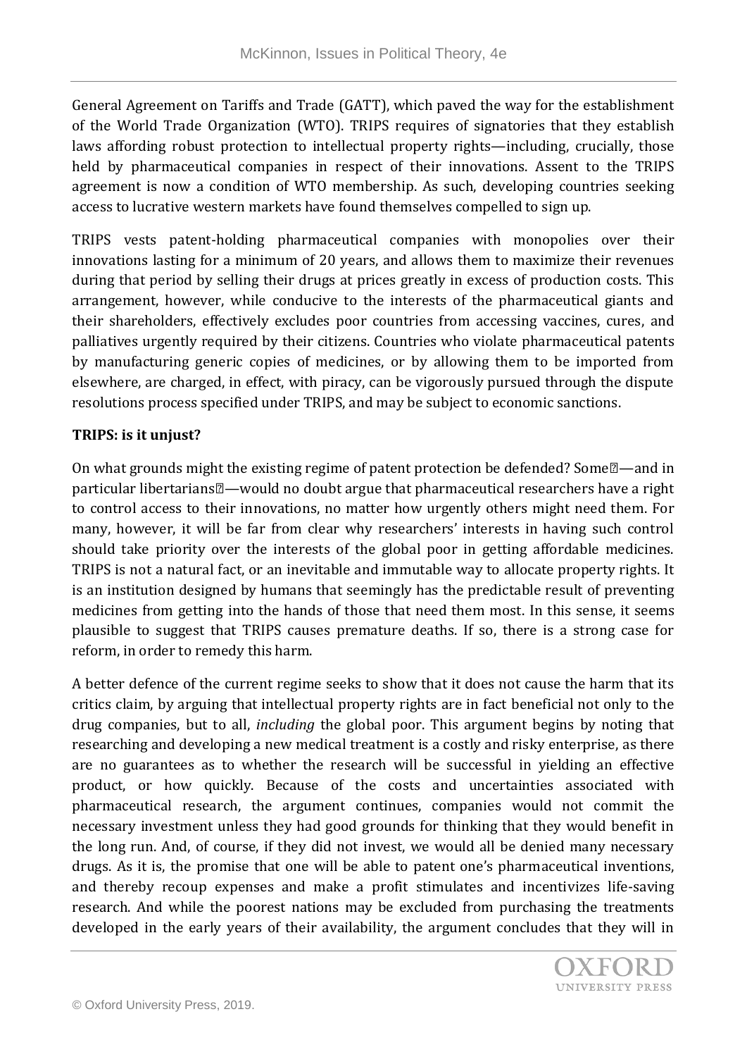General Agreement on Tariffs and Trade (GATT), which paved the way for the establishment of the World Trade Organization (WTO). TRIPS requires of signatories that they establish laws affording robust protection to intellectual property rights—including, crucially, those held by pharmaceutical companies in respect of their innovations. Assent to the TRIPS agreement is now a condition of WTO membership. As such, developing countries seeking access to lucrative western markets have found themselves compelled to sign up.

TRIPS vests patent-holding pharmaceutical companies with monopolies over their innovations lasting for a minimum of 20 years, and allows them to maximize their revenues during that period by selling their drugs at prices greatly in excess of production costs. This arrangement, however, while conducive to the interests of the pharmaceutical giants and their shareholders, effectively excludes poor countries from accessing vaccines, cures, and palliatives urgently required by their citizens. Countries who violate pharmaceutical patents by manufacturing generic copies of medicines, or by allowing them to be imported from elsewhere, are charged, in effect, with piracy, can be vigorously pursued through the dispute resolutions process specified under TRIPS, and may be subject to economic sanctions.

**TRIPS: is it unjust?**

On what grounds might the existing regime of patent protection be defended? Some—and in particular libertarians—would no doubt argue that pharmaceutical researchers have a right to control access to their innovations, no matter how urgently others might need them. For many, however, it will be far from clear why researchers' interests in having such control should take priority over the interests of the global poor in getting affordable medicines. TRIPS is not a natural fact, or an inevitable and immutable way to allocate property rights. It is an institution designed by humans that seemingly has the predictable result of preventing medicines from getting into the hands of those that need them most. In this sense, it seems plausible to suggest that TRIPS causes premature deaths. If so, there is a strong case for reform, in order to remedy this harm.

A better defence of the current regime seeks to show that it does not cause the harm that its critics claim, by arguing that intellectual property rights are in fact beneficial not only to the drug companies, but to all, *including* the global poor. This argument begins by noting that researching and developing a new medical treatment is a costly and risky enterprise, as there are no guarantees as to whether the research will be successful in yielding an effective product, or how quickly. Because of the costs and uncertainties associated with pharmaceutical research, the argument continues, companies would not commit the necessary investment unless they had good grounds for thinking that they would benefit in the long run. And, of course, if they did not invest, we would all be denied many necessary drugs. As it is, the promise that one will be able to patent one's pharmaceutical inventions, and thereby recoup expenses and make a profit stimulates and incentivizes life-saving research. And while the poorest nations may be excluded from purchasing the treatments developed in the early years of their availability, the argument concludes that they will in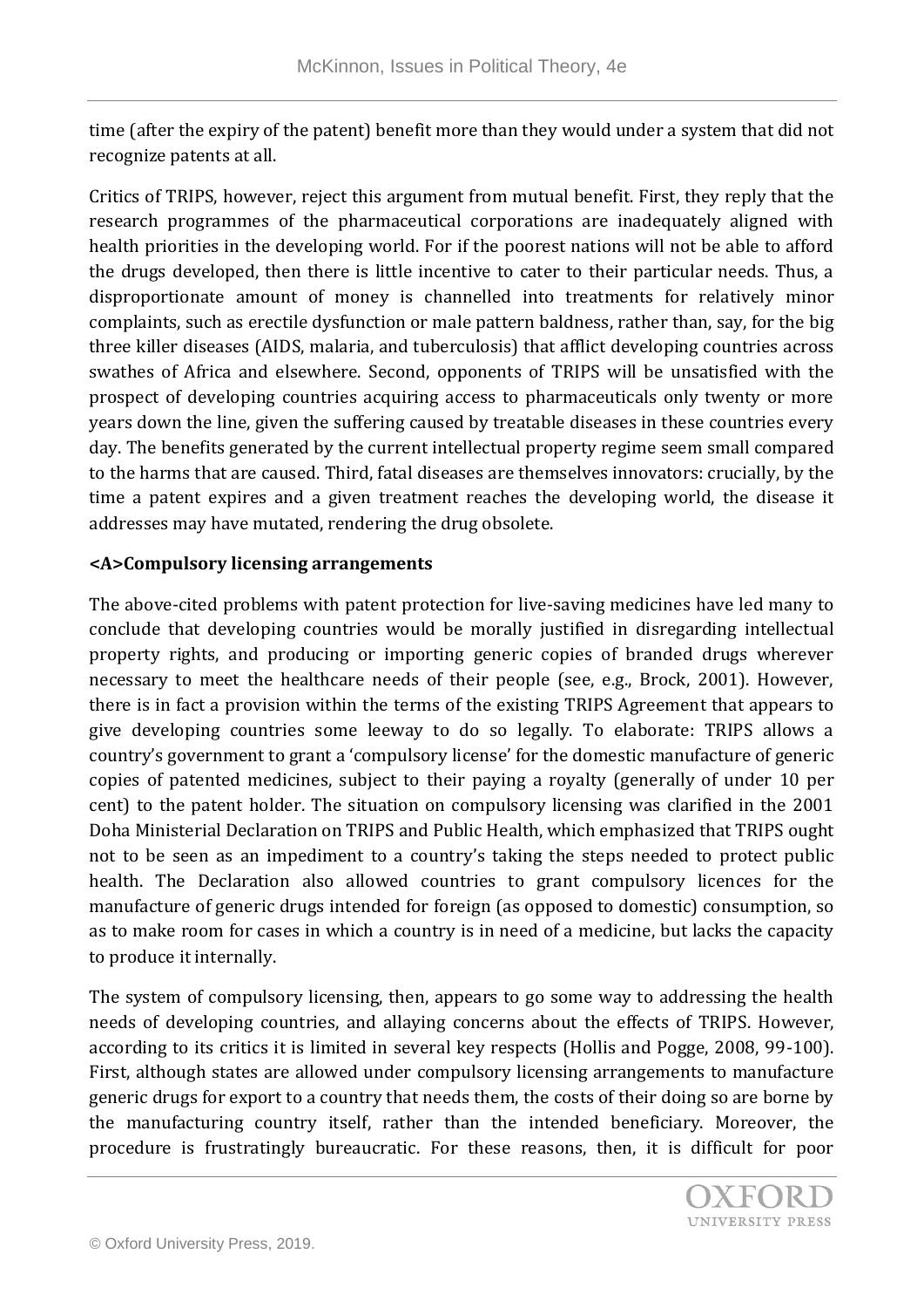time (after the expiry of the patent) benefit more than they would under a system that did not recognize patents at all.

Critics of TRIPS, however, reject this argument from mutual benefit. First, they reply that the research programmes of the pharmaceutical corporations are inadequately aligned with health priorities in the developing world. For if the poorest nations will not be able to afford the drugs developed, then there is little incentive to cater to their particular needs. Thus, a disproportionate amount of money is channelled into treatments for relatively minor complaints, such as erectile dysfunction or male pattern baldness, rather than, say, for the big three killer diseases (AIDS, malaria, and tuberculosis) that afflict developing countries across swathes of Africa and elsewhere. Second, opponents of TRIPS will be unsatisfied with the prospect of developing countries acquiring access to pharmaceuticals only twenty or more years down the line, given the suffering caused by treatable diseases in these countries every day. The benefits generated by the current intellectual property regime seem small compared to the harms that are caused. Third, fatal diseases are themselves innovators: crucially, by the time a patent expires and a given treatment reaches the developing world, the disease it addresses may have mutated, rendering the drug obsolete.

## <A>Compulsory licensing arrangements

The above-cited problems with patent protection for live-saving medicines have led many to conclude that developing countries would be morally justified in disregarding intellectual property rights, and producing or importing generic copies of branded drugs wherever necessary to meet the healthcare needs of their people (see, e.g., Brock, 2001). However, there is in fact a provision within the terms of the existing TRIPS Agreement that appears to give developing countries some leeway to do so legally. To elaborate: TRIPS allows a country's government to grant a 'compulsory license' for the domestic manufacture of generic copies of patented medicines, subject to their paying a royalty (generally of under 10 per cent) to the patent holder. The situation on compulsory licensing was clarified in the 2001 Doha Ministerial Declaration on TRIPS and Public Health, which emphasized that TRIPS ought not to be seen as an impediment to a country's taking the steps needed to protect public health. The Declaration also allowed countries to grant compulsory licences for the manufacture of generic drugs intended for foreign (as opposed to domestic) consumption, so as to make room for cases in which a country is in need of a medicine, but lacks the capacity to produce it internally.

The system of compulsory licensing, then, appears to go some way to addressing the health needs of developing countries, and allaying concerns about the effects of TRIPS. However, according to its critics it is limited in several key respects (Hollis and Pogge, 2008, 99-100). First, although states are allowed under compulsory licensing arrangements to manufacture generic drugs for export to a country that needs them, the costs of their doing so are borne by the manufacturing country itself, rather than the intended beneficiary. Moreover, the procedure is frustratingly bureaucratic. For these reasons, then, it is difficult for poor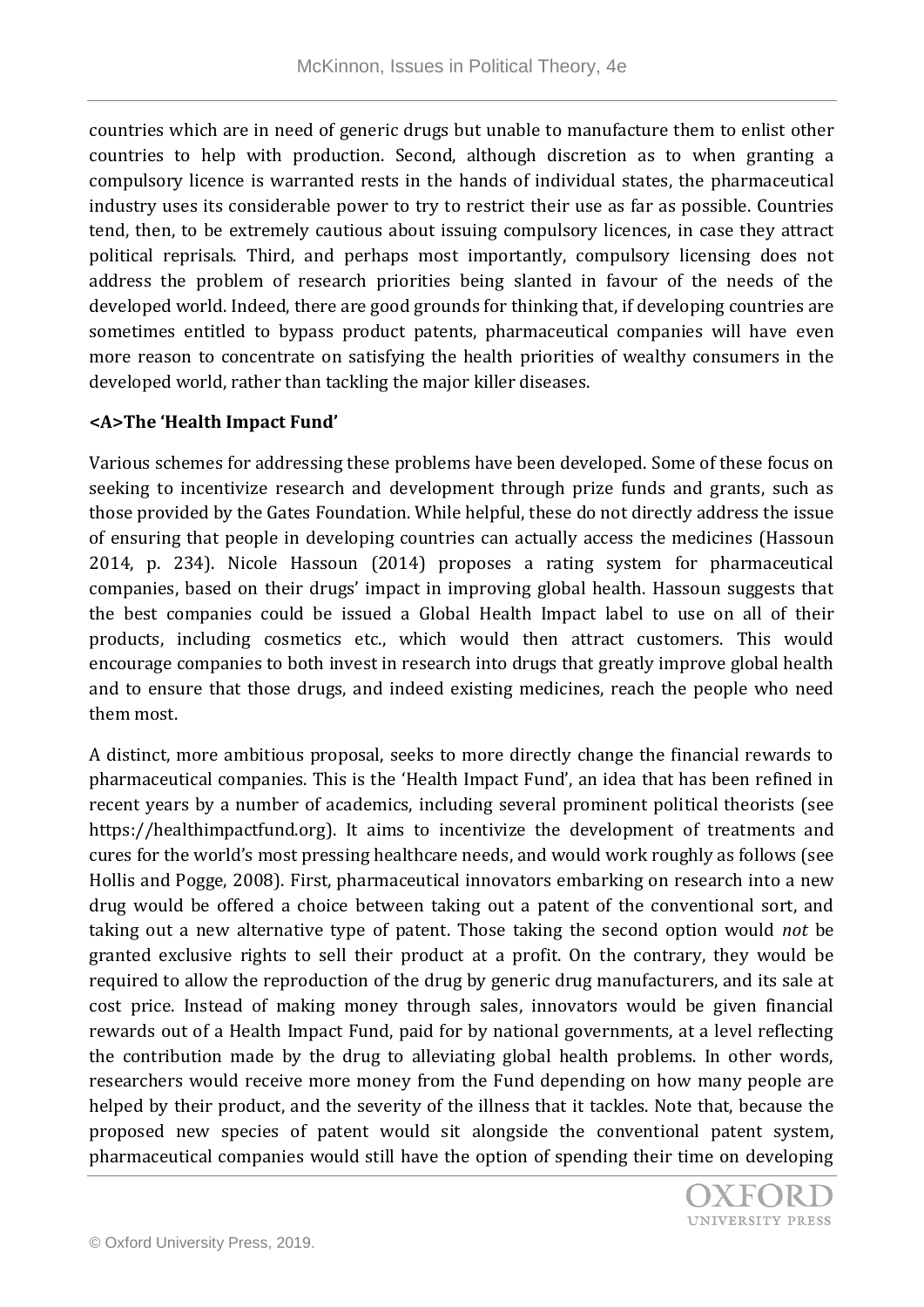countries which are in need of generic drugs but unable to manufacture them to enlist other countries to help with production. Second, although discretion as to when granting a compulsory licence is warranted rests in the hands of individual states, the pharmaceutical industry uses its considerable power to try to restrict their use as far as possible. Countries tend, then, to be extremely cautious about issuing compulsory licences, in case they attract political reprisals. Third, and perhaps most importantly, compulsory licensing does not address the problem of research priorities being slanted in favour of the needs of the developed world. Indeed, there are good grounds for thinking that, if developing countries are sometimes entitled to bypass product patents, pharmaceutical companies will have even more reason to concentrate on satisfying the health priorities of wealthy consumers in the developed world, rather than tackling the major killer diseases.

**<A>The 'Health Impact Fund'**

Various schemes for addressing these problems have been developed. Some of these focus on seeking to incentivize research and development through prize funds and grants, such as those provided by the Gates Foundation. While helpful, these do not directly address the issue of ensuring that people in developing countries can actually access the medicines (Hassoun 2014, p. 234). Nicole Hassoun (2014) proposes a rating system for pharmaceutical companies, based on their drugs' impact in improving global health. Hassoun suggests that the best companies could be issued a Global Health Impact label to use on all of their products, including cosmetics etc., which would then attract customers. This would encourage companies to both invest in research into drugs that greatly improve global health and to ensure that those drugs, and indeed existing medicines, reach the people who need them most.

A distinct, more ambitious proposal, seeks to more directly change the financial rewards to pharmaceutical companies. This is the 'Health Impact Fund', an idea that has been refined in recent years by a number of academics, including several prominent political theorists (see https://healthimpactfund.org). It aims to incentivize the development of treatments and cures for the world's most pressing healthcare needs, and would work roughly as follows (see Hollis and Pogge, 2008). First, pharmaceutical innovators embarking on research into a new drug would be offered a choice between taking out a patent of the conventional sort, and taking out a new alternative type of patent. Those taking the second option would *not* be granted exclusive rights to sell their product at a profit. On the contrary, they would be required to allow the reproduction of the drug by generic drug manufacturers, and its sale at cost price. Instead of making money through sales, innovators would be given financial rewards out of a Health Impact Fund, paid for by national governments, at a level reflecting the contribution made by the drug to alleviating global health problems. In other words, researchers would receive more money from the Fund depending on how many people are helped by their product, and the severity of the illness that it tackles. Note that, because the proposed new species of patent would sit alongside the conventional patent system, pharmaceutical companies would still have the option of spending their time on developing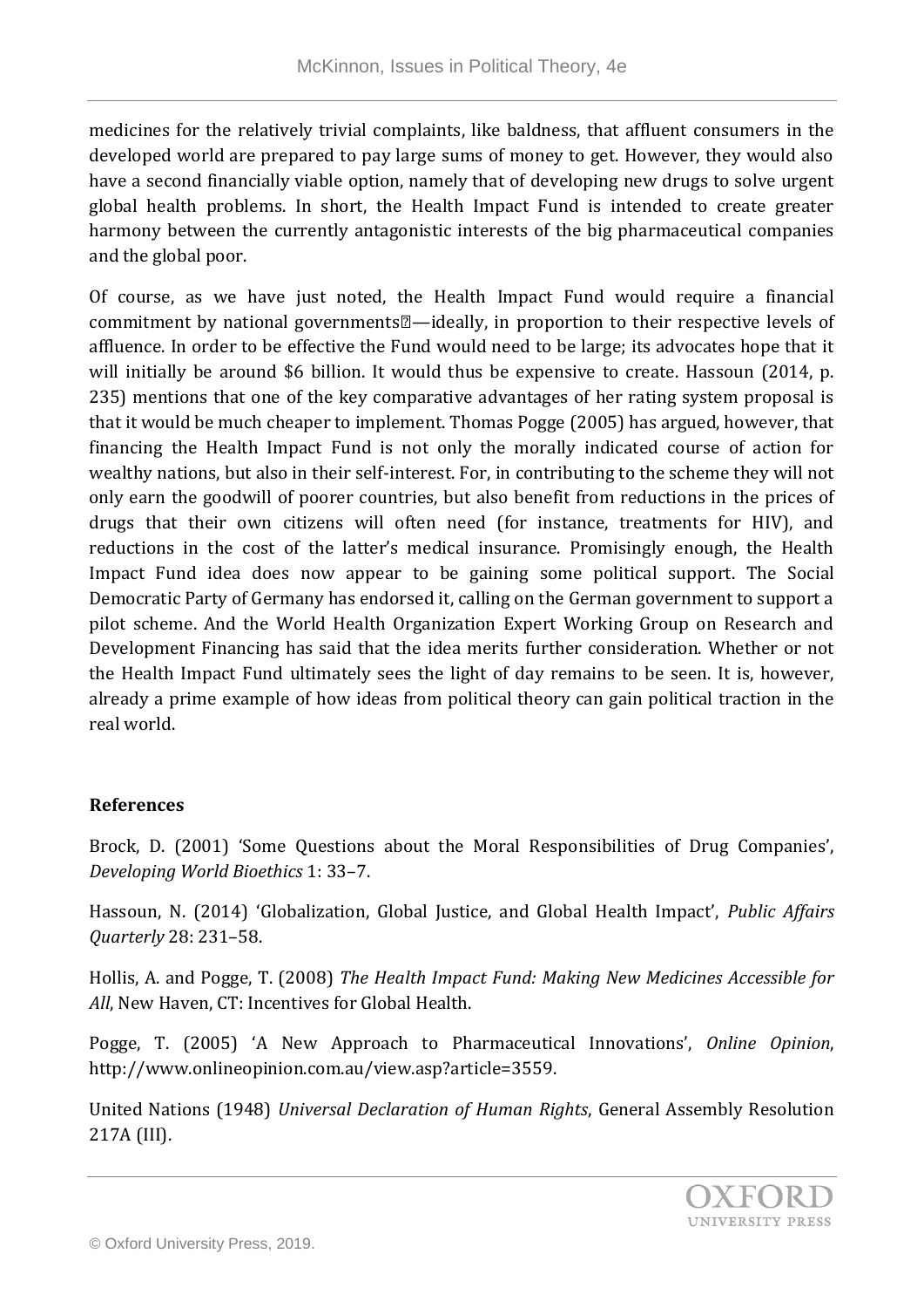medicines for the relatively trivial complaints, like baldness, that affluent consumers in the developed world are prepared to pay large sums of money to get. However, they would also have a second financially viable option, namely that of developing new drugs to solve urgent global health problems. In short, the Health Impact Fund is intended to create greater harmony between the currently antagonistic interests of the big pharmaceutical companies and the global poor.

Of course, as we have just noted, the Health Impact Fund would require a financial commitment by national governments—ideally, in proportion to their respective levels of affluence. In order to be effective the Fund would need to be large; its advocates hope that it will initially be around $6 billion. It would thus be expensive to create. Hassoun (2014, p. 235) mentions that one of the key comparative advantages of her rating system proposal is that it would be much cheaper to implement. Thomas Pogge (2005) has argued, however, that financing the Health Impact Fund is not only the morally indicated course of action for wealthy nations, but also in their self-interest. For, in contributing to the scheme they will not only earn the goodwill of poorer countries, but also benefit from reductions in the prices of drugs that their own citizens will often need (for instance, treatments for HIV), and reductions in the cost of the latter's medical insurance. Promisingly enough, the Health Impact Fund idea does now appear to be gaining some political support. The Social Democratic Party of Germany has endorsed it, calling on the German government to support a pilot scheme. And the World Health Organization Expert Working Group on Research and Development Financing has said that the idea merits further consideration. Whether or not the Health Impact Fund ultimately sees the light of day remains to be seen. It is, however, already a prime example of how ideas from political theory can gain political traction in the real world.

## References

Brock, D. (2001) 'Some Questions about the Moral Responsibilities of Drug Companies', *Developing World Bioethics* 1: 33–7.

Hassoun, N. (2014) 'Globalization, Global Justice, and Global Health Impact', *Public Affairs Quarterly* 28: 231–58.

Hollis, A. and Pogge, T. (2008) *The Health Impact Fund: Making New Medicines Accessible for All*, New Haven, CT: Incentives for Global Health.

Pogge, T. (2005) 'A New Approach to Pharmaceutical Innovations', *Online Opinion*, http://www.onlineopinion.com.au/view.asp?article=3559.

United Nations (1948) *Universal Declaration of Human Rights*, General Assembly Resolution 217A (III).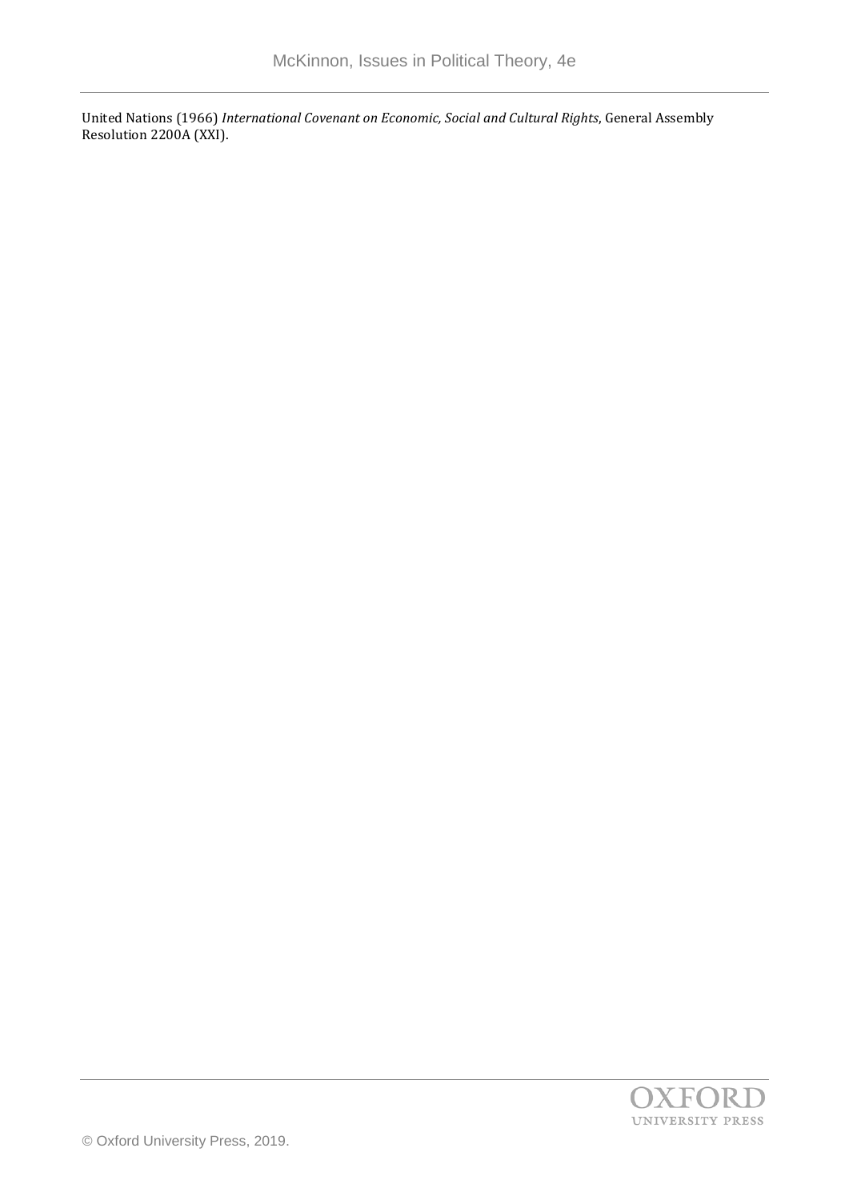United Nations (1966) *International Covenant on Economic, Social and Cultural Rights*, General Assembly Resolution 2200A (XXI).